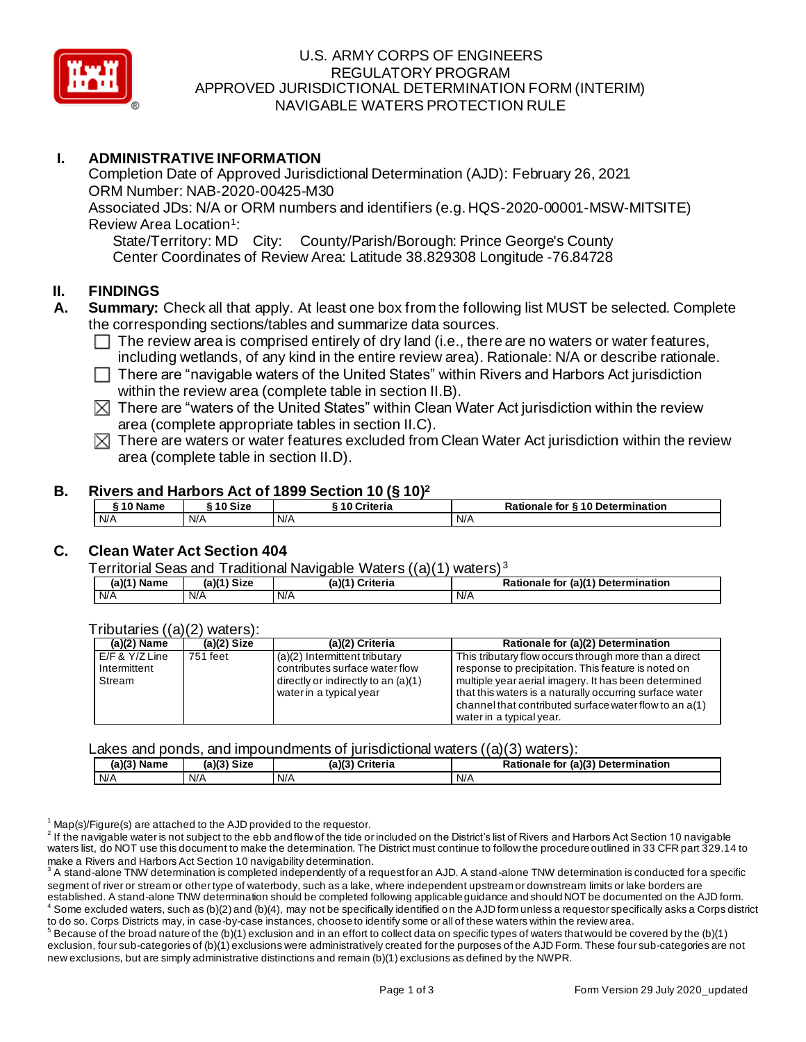# U.S. ARMY CORPS OF ENGINEERS
## REGULATORY PROGRAM
## APPROVED JURISDICTIONAL DETERMINATION FORM (INTERIM)
## NAVIGABLE WATERS PROTECTION RULE

## I. ADMINISTRATIVE INFORMATION

Completion Date of Approved Jurisdictional Determination (AJD): February 26, 2021
ORM Number: NAB-2020-00425-M30
Associated JDs: N/A or ORM numbers and identifiers (e.g. HQS-2020-00001-MSW-MITSITE)
Review Area Location[1]:
State/Territory: MD City: County/Parish/Borough: Prince George's County
Center Coordinates of Review Area: Latitude 38.829308 Longitude -76.84728

## II. FINDINGS

**A. Summary:** Check all that apply. At least one box from the following list MUST be selected. Complete the corresponding sections/tables and summarize data sources.

- ☐ The review area is comprised entirely of dry land (i.e., there are no waters or water features, including wetlands, of any kind in the entire review area). Rationale: N/A or describe rationale.
- ☐ There are "navigable waters of the United States" within Rivers and Harbors Act jurisdiction within the review area (complete table in section II.B).
- ☒ There are "waters of the United States" within Clean Water Act jurisdiction within the review area (complete appropriate tables in section II.C).
- ☒ There are waters or water features excluded from Clean Water Act jurisdiction within the review area (complete table in section II.D).

### B. Rivers and Harbors Act of 1899 Section 10 (§ 10)[2]

| § 10 Name | § 10 Size | § 10 Criteria | Rationale for § 10 Determination |
|---|---|---|---|
| N/A | N/A | N/A | N/A |

### C. Clean Water Act Section 404

Territorial Seas and Traditional Navigable Waters ((a)(1) waters)[3]

| (a)(1) Name | (a)(1) Size | (a)(1) Criteria | Rationale for (a)(1) Determination |
|---|---|---|---|
| N/A | N/A | N/A | N/A |

Tributaries ((a)(2) waters):

| (a)(2) Name | (a)(2) Size | (a)(2) Criteria | Rationale for (a)(2) Determination |
|---|---|---|---|
| E/F & Y/Z Line Intermittent Stream | 751 feet | (a)(2) Intermittent tributary contributes surface water flow directly or indirectly to an (a)(1) water in a typical year | This tributary flow occurs through more than a direct response to precipitation. This feature is noted on multiple year aerial imagery. It has been determined that this waters is a naturally occurring surface water channel that contributed surface water flow to an a(1) water in a typical year. |

Lakes and ponds, and impoundments of jurisdictional waters ((a)(3) waters):

| (a)(3) Name | (a)(3) Size | (a)(3) Criteria | Rationale for (a)(3) Determination |
|---|---|---|---|
| N/A | N/A | N/A | N/A |

---

[1] Map(s)/Figure(s) are attached to the AJD provided to the requestor.

[2] If the navigable water is not subject to the ebb and flow of the tide or included on the District's list of Rivers and Harbors Act Section 10 navigable waters list, do NOT use this document to make the determination. The District must continue to follow the procedure outlined in 33 CFR part 329.14 to make a Rivers and Harbors Act Section 10 navigability determination.

[3] A stand-alone TNW determination is completed independently of a request for an AJD. A stand-alone TNW determination is conducted for a specific segment of river or stream or other type of waterbody, such as a lake, where independent upstream or downstream limits or lake borders are established. A stand-alone TNW determination should be completed following applicable guidance and should NOT be documented on the AJD form.

[4] Some excluded waters, such as (b)(2) and (b)(4), may not be specifically identified on the AJD form unless a requestor specifically asks a Corps district to do so. Corps Districts may, in case-by-case instances, choose to identify some or all of these waters within the review area.

[5] Because of the broad nature of the (b)(1) exclusion and in an effort to collect data on specific types of waters that would be covered by the (b)(1) exclusion, four sub-categories of (b)(1) exclusions were administratively created for the purposes of the AJD Form. These four sub-categories are not new exclusions, but are simply administrative distinctions and remain (b)(1) exclusions as defined by the NWPR.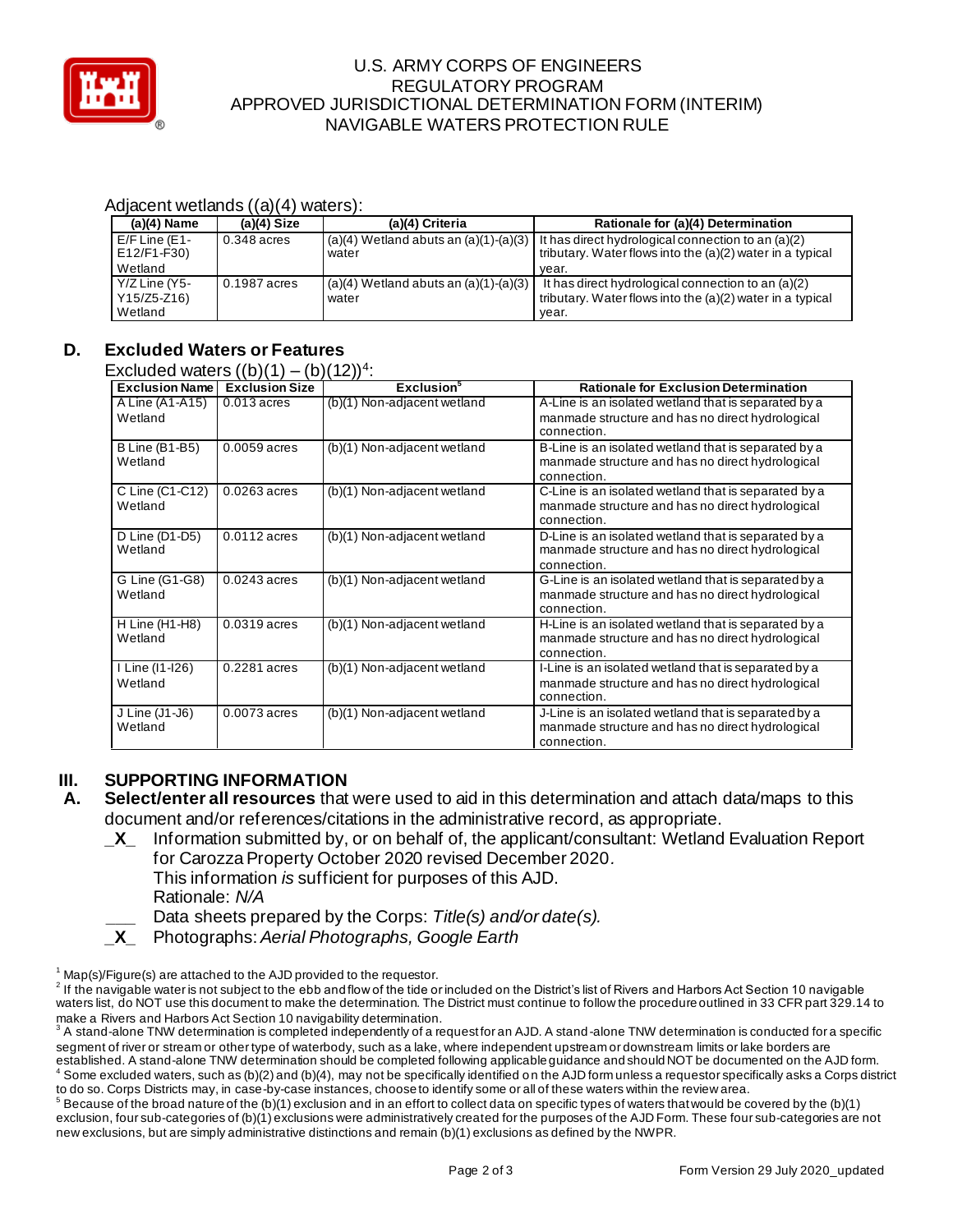Adjacent wetlands ((a)(4) waters):

| (a)(4) Name | (a)(4) Size | (a)(4) Criteria | Rationale for (a)(4) Determination |
|---|---|---|---|
| E/F Line (E1-E12/F1-F30) Wetland | 0.348 acres | (a)(4) Wetland abuts an (a)(1)-(a)(3) water | It has direct hydrological connection to an (a)(2) tributary. Water flows into the (a)(2) water in a typical year. |
| Y/Z Line (Y5-Y15/Z5-Z16) Wetland | 0.1987 acres | (a)(4) Wetland abuts an (a)(1)-(a)(3) water | It has direct hydrological connection to an (a)(2) tributary. Water flows into the (a)(2) water in a typical year. |

## D. Excluded Waters or Features

Excluded waters ((b)(1) – (b)(12))[4]:

| Exclusion Name | Exclusion Size | Exclusion[5] | Rationale for Exclusion Determination |
|---|---|---|---|
| A Line (A1-A15) Wetland | 0.013 acres | (b)(1) Non-adjacent wetland | A-Line is an isolated wetland that is separated by a manmade structure and has no direct hydrological connection. |
| B Line (B1-B5) Wetland | 0.0059 acres | (b)(1) Non-adjacent wetland | B-Line is an isolated wetland that is separated by a manmade structure and has no direct hydrological connection. |
| C Line (C1-C12) Wetland | 0.0263 acres | (b)(1) Non-adjacent wetland | C-Line is an isolated wetland that is separated by a manmade structure and has no direct hydrological connection. |
| D Line (D1-D5) Wetland | 0.0112 acres | (b)(1) Non-adjacent wetland | D-Line is an isolated wetland that is separated by a manmade structure and has no direct hydrological connection. |
| G Line (G1-G8) Wetland | 0.0243 acres | (b)(1) Non-adjacent wetland | G-Line is an isolated wetland that is separated by a manmade structure and has no direct hydrological connection. |
| H Line (H1-H8) Wetland | 0.0319 acres | (b)(1) Non-adjacent wetland | H-Line is an isolated wetland that is separated by a manmade structure and has no direct hydrological connection. |
| I Line (I1-I26) Wetland | 0.2281 acres | (b)(1) Non-adjacent wetland | I-Line is an isolated wetland that is separated by a manmade structure and has no direct hydrological connection. |
| J Line (J1-J6) Wetland | 0.0073 acres | (b)(1) Non-adjacent wetland | J-Line is an isolated wetland that is separated by a manmade structure and has no direct hydrological connection. |

# III. SUPPORTING INFORMATION

## A. **Select/enter all resources** that were used to aid in this determination and attach data/maps to this document and/or references/citations in the administrative record, as appropriate.

\_X\_ Information submitted by, or on behalf of, the applicant/consultant: Wetland Evaluation Report for Carozza Property October 2020 revised December 2020.
This information *is* sufficient for purposes of this AJD.
Rationale: *N/A*

\_\_\_ Data sheets prepared by the Corps: *Title(s) and/or date(s).*

\_X\_ Photographs: *Aerial Photographs, Google Earth*

---

[1] Map(s)/Figure(s) are attached to the AJD provided to the requestor.

[2] If the navigable water is not subject to the ebb and flow of the tide or included on the District's list of Rivers and Harbors Act Section 10 navigable waters list, do NOT use this document to make the determination. The District must continue to follow the procedure outlined in 33 CFR part 329.14 to make a Rivers and Harbors Act Section 10 navigability determination.

[3] A stand-alone TNW determination is completed independently of a request for an AJD. A stand-alone TNW determination is conducted for a specific segment of river or stream or other type of waterbody, such as a lake, where independent upstream or downstream limits or lake borders are established. A stand-alone TNW determination should be completed following applicable guidance and should NOT be documented on the AJD form.

[4] Some excluded waters, such as (b)(2) and (b)(4), may not be specifically identified on the AJD form unless a requestor specifically asks a Corps district to do so. Corps Districts may, in case-by-case instances, choose to identify some or all of these waters within the review area.

[5] Because of the broad nature of the (b)(1) exclusion and in an effort to collect data on specific types of waters that would be covered by the (b)(1) exclusion, four sub-categories of (b)(1) exclusions were administratively created for the purposes of the AJD Form. These four sub-categories are not new exclusions, but are simply administrative distinctions and remain (b)(1) exclusions as defined by the NWPR.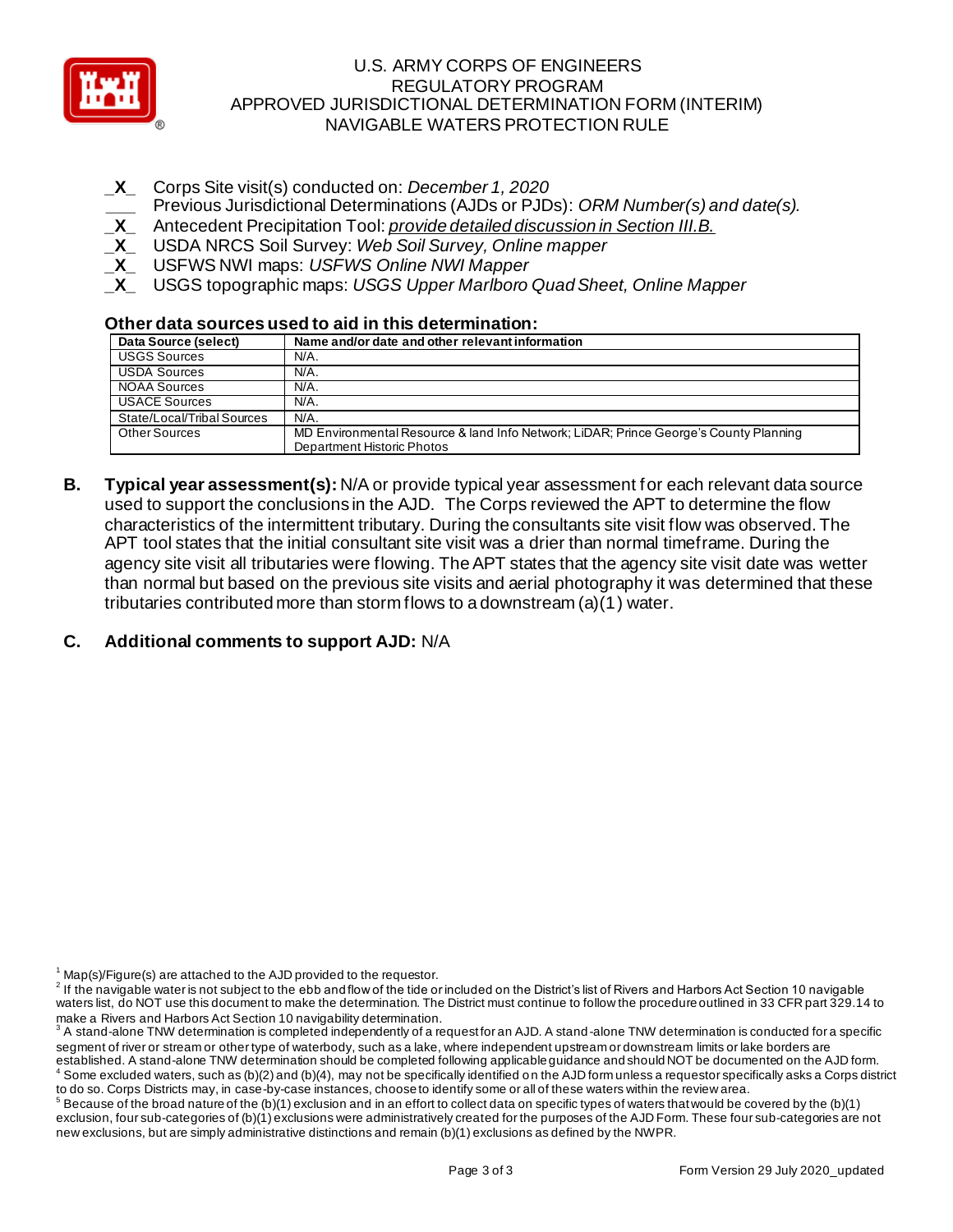**U.S. ARMY CORPS OF ENGINEERS**
**REGULATORY PROGRAM**
**APPROVED JURISDICTIONAL DETERMINATION FORM (INTERIM)**
**NAVIGABLE WATERS PROTECTION RULE**

- _X_ Corps Site visit(s) conducted on: *December 1, 2020*
- ___ Previous Jurisdictional Determinations (AJDs or PJDs): *ORM Number(s) and date(s).*
- _X_ Antecedent Precipitation Tool: *provide detailed discussion in Section III.B.*
- _X_ USDA NRCS Soil Survey: *Web Soil Survey, Online mapper*
- _X_ USFWS NWI maps: *USFWS Online NWI Mapper*
- _X_ USGS topographic maps: *USGS Upper Marlboro Quad Sheet, Online Mapper*

**Other data sources used to aid in this determination:**

| Data Source (select) | Name and/or date and other relevant information |
|---|---|
| USGS Sources | N/A. |
| USDA Sources | N/A. |
| NOAA Sources | N/A. |
| USACE Sources | N/A. |
| State/Local/Tribal Sources | N/A. |
| Other Sources | MD Environmental Resource & land Info Network; LiDAR; Prince George's County Planning Department Historic Photos |

**B. Typical year assessment(s):** N/A or provide typical year assessment for each relevant data source used to support the conclusions in the AJD. The Corps reviewed the APT to determine the flow characteristics of the intermittent tributary. During the consultants site visit flow was observed. The APT tool states that the initial consultant site visit was a drier than normal timeframe. During the agency site visit all tributaries were flowing. The APT states that the agency site visit date was wetter than normal but based on the previous site visits and aerial photography it was determined that these tributaries contributed more than storm flows to a downstream (a)(1) water.

**C. Additional comments to support AJD:** N/A

[1] Map(s)/Figure(s) are attached to the AJD provided to the requestor.
[2] If the navigable water is not subject to the ebb and flow of the tide or included on the District's list of Rivers and Harbors Act Section 10 navigable waters list, do NOT use this document to make the determination. The District must continue to follow the procedure outlined in 33 CFR part 329.14 to make a Rivers and Harbors Act Section 10 navigability determination.
[3] A stand-alone TNW determination is completed independently of a request for an AJD. A stand-alone TNW determination is conducted for a specific segment of river or stream or other type of waterbody, such as a lake, where independent upstream or downstream limits or lake borders are established. A stand-alone TNW determination should be completed following applicable guidance and should NOT be documented on the AJD form.
[4] Some excluded waters, such as (b)(2) and (b)(4), may not be specifically identified on the AJD form unless a requestor specifically asks a Corps district to do so. Corps Districts may, in case-by-case instances, choose to identify some or all of these waters within the review area.
[5] Because of the broad nature of the (b)(1) exclusion and in an effort to collect data on specific types of waters that would be covered by the (b)(1) exclusion, four sub-categories of (b)(1) exclusions were administratively created for the purposes of the AJD Form. These four sub-categories are not new exclusions, but are simply administrative distinctions and remain (b)(1) exclusions as defined by the NWPR.